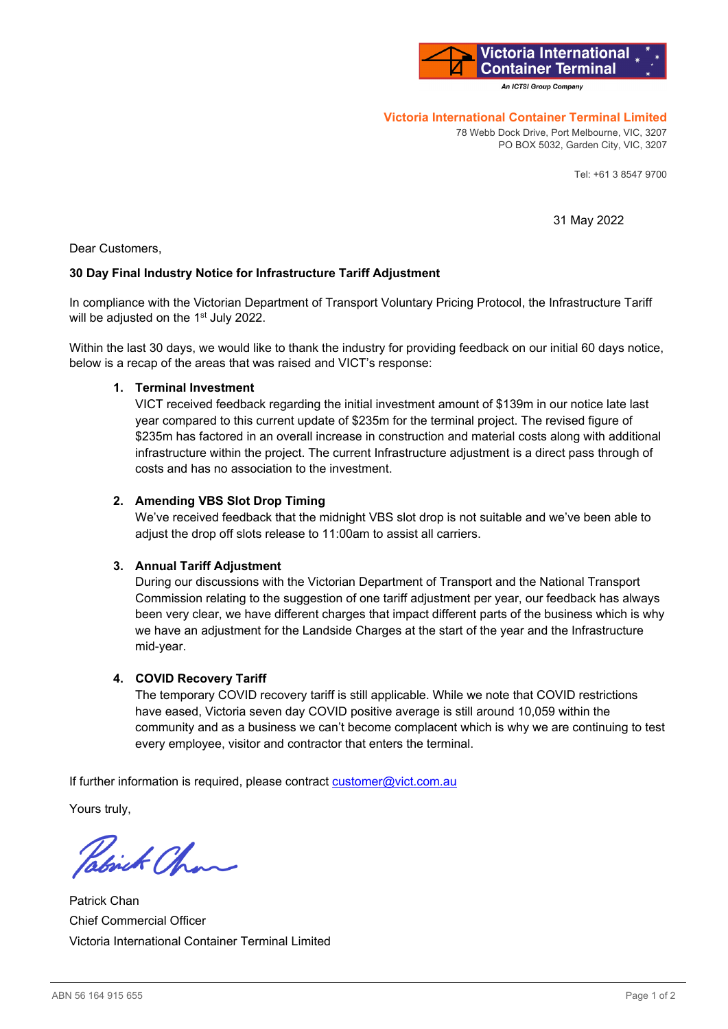Victoria International Container Terminal

*An ICTSI Group Company*

**Victoria International Container Terminal Limited**
78 Webb Dock Drive, Port Melbourne, VIC, 3207
PO BOX 5032, Garden City, VIC, 3207

Tel: +61 3 8547 9700

31 May 2022

Dear Customers,

**30 Day Final Industry Notice for Infrastructure Tariff Adjustment**

In compliance with the Victorian Department of Transport Voluntary Pricing Protocol, the Infrastructure Tariff will be adjusted on the 1st July 2022.

Within the last 30 days, we would like to thank the industry for providing feedback on our initial 60 days notice, below is a recap of the areas that was raised and VICT's response:

1. **Terminal Investment**
   VICT received feedback regarding the initial investment amount of $139m in our notice late last year compared to this current update of $235m for the terminal project. The revised figure of $235m has factored in an overall increase in construction and material costs along with additional infrastructure within the project. The current Infrastructure adjustment is a direct pass through of costs and has no association to the investment.

2. **Amending VBS Slot Drop Timing**
   We've received feedback that the midnight VBS slot drop is not suitable and we've been able to adjust the drop off slots release to 11:00am to assist all carriers.

3. **Annual Tariff Adjustment**
   During our discussions with the Victorian Department of Transport and the National Transport Commission relating to the suggestion of one tariff adjustment per year, our feedback has always been very clear, we have different charges that impact different parts of the business which is why we have an adjustment for the Landside Charges at the start of the year and the Infrastructure mid-year.

4. **COVID Recovery Tariff**
   The temporary COVID recovery tariff is still applicable. While we note that COVID restrictions have eased, Victoria seven day COVID positive average is still around 10,059 within the community and as a business we can't become complacent which is why we are continuing to test every employee, visitor and contractor that enters the terminal.

If further information is required, please contract customer@vict.com.au

Yours truly,

Patrick Chan
Chief Commercial Officer
Victoria International Container Terminal Limited

ABN 56 164 915 655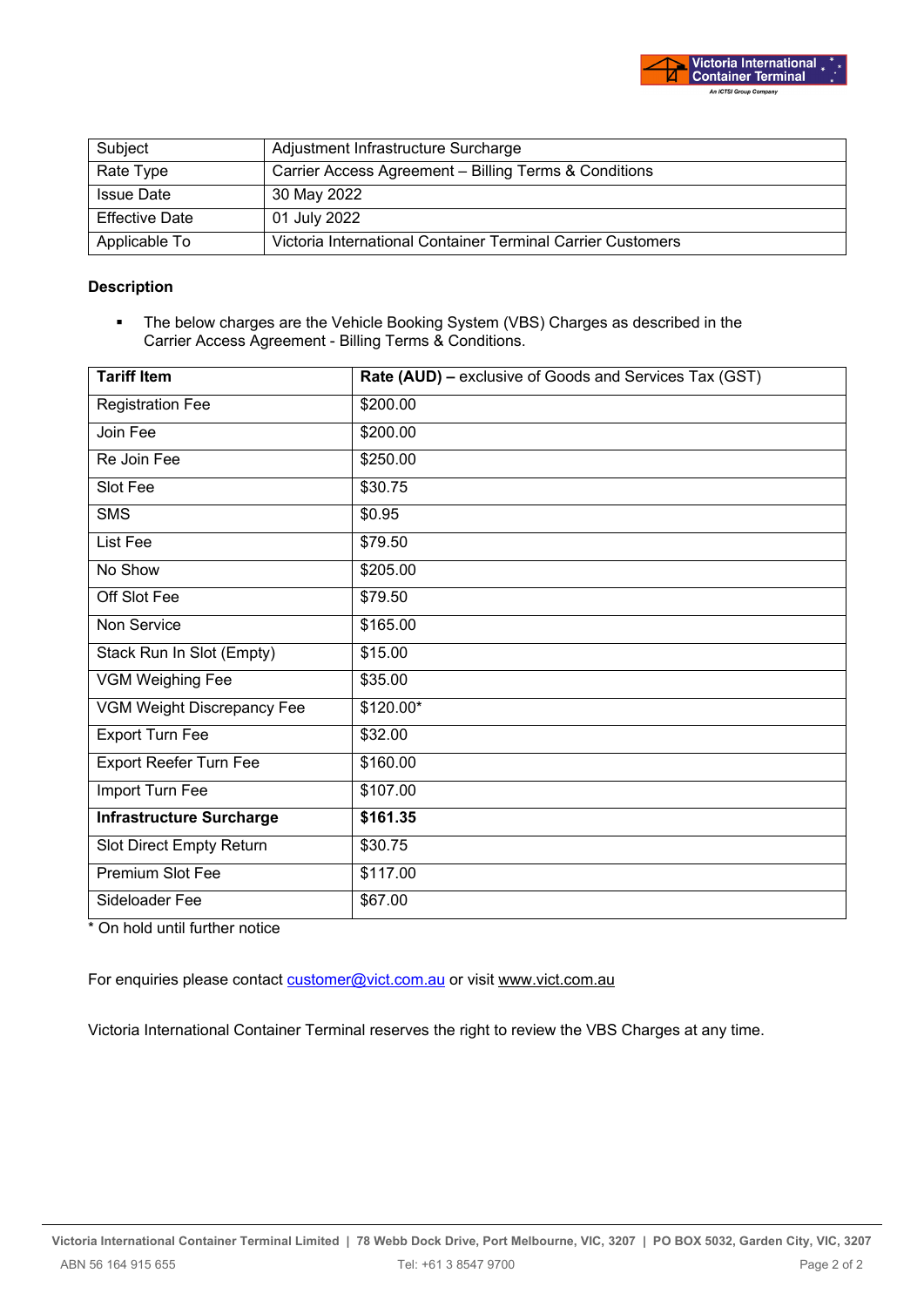| | |
|---|---|
| Subject | Adjustment Infrastructure Surcharge |
| Rate Type | Carrier Access Agreement – Billing Terms & Conditions |
| Issue Date | 30 May 2022 |
| Effective Date | 01 July 2022 |
| Applicable To | Victoria International Container Terminal Carrier Customers |

**Description**

- The below charges are the Vehicle Booking System (VBS) Charges as described in the Carrier Access Agreement - Billing Terms & Conditions.

| **Tariff Item** | **Rate (AUD) –** exclusive of Goods and Services Tax (GST) |
|---|---|
| Registration Fee | $200.00 |
| Join Fee | $200.00 |
| Re Join Fee | $250.00 |
| Slot Fee | $30.75 |
| SMS | $0.95 |
| List Fee | $79.50 |
| No Show | $205.00 |
| Off Slot Fee | $79.50 |
| Non Service | $165.00 |
| Stack Run In Slot (Empty) | $15.00 |
| VGM Weighing Fee | $35.00 |
| VGM Weight Discrepancy Fee | $120.00* |
| Export Turn Fee | $32.00 |
| Export Reefer Turn Fee | $160.00 |
| Import Turn Fee | $107.00 |
| **Infrastructure Surcharge** | **$161.35** |
| Slot Direct Empty Return | $30.75 |
| Premium Slot Fee | $117.00 |
| Sideloader Fee | $67.00 |

\* On hold until further notice

For enquiries please contact customer@vict.com.au or visit www.vict.com.au

Victoria International Container Terminal reserves the right to review the VBS Charges at any time.

Victoria International Container Terminal Limited | 78 Webb Dock Drive, Port Melbourne, VIC, 3207 | PO BOX 5032, Garden City, VIC, 3207

ABN 56 164 915 655 Tel: +61 3 8547 9700